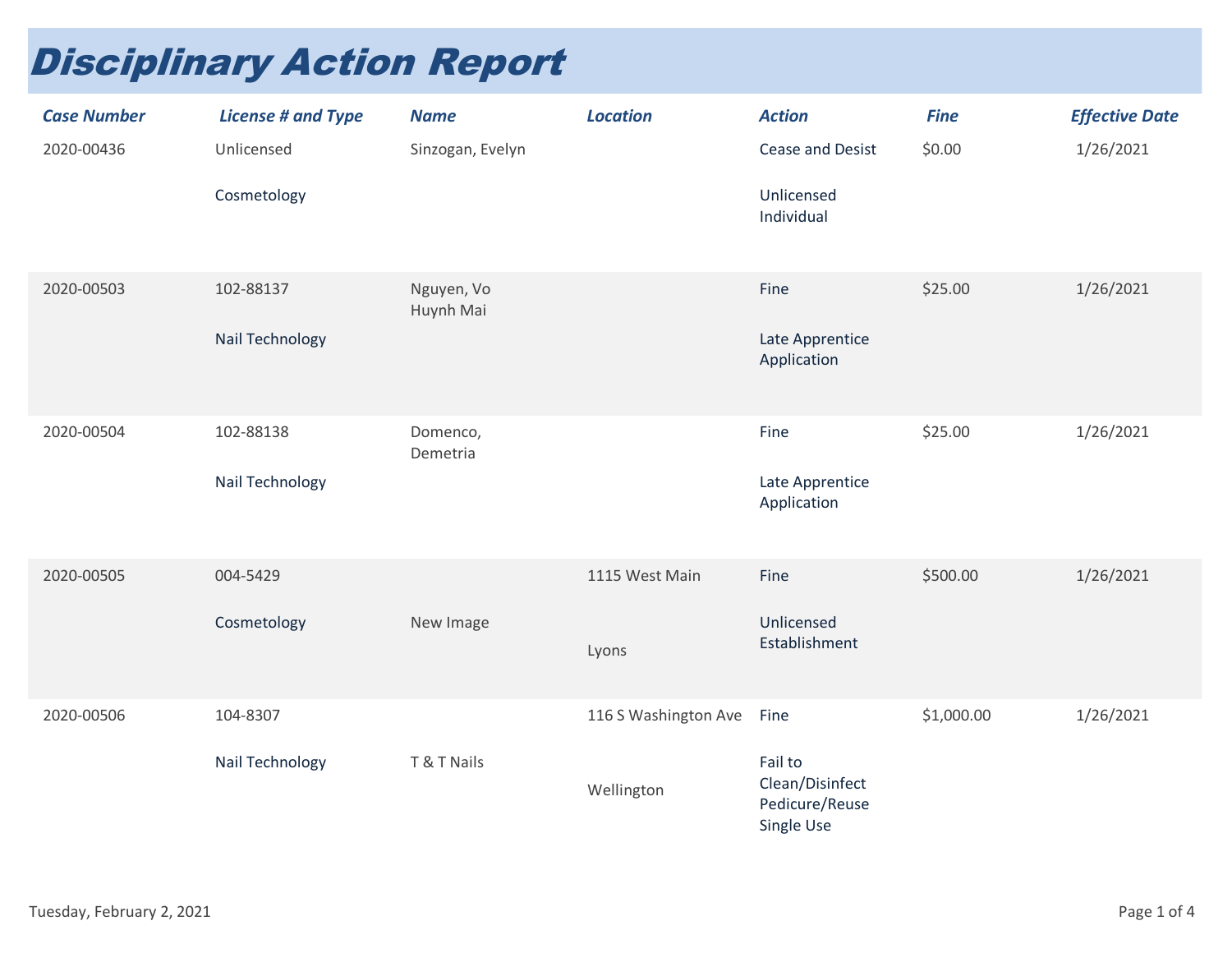# Disciplinary Action Report

| Case Number | License # and Type | Name | Location | Action | Fine | Effective Date |
|---|---|---|---|---|---|---|
| 2020-00436 | Unlicensed Cosmetology | Sinzogan, Evelyn | | Cease and Desist Unlicensed Individual | $0.00 | 1/26/2021 |
| 2020-00503 | 102-88137 Nail Technology | Nguyen, Vo Huynh Mai | | Fine Late Apprentice Application | $25.00 | 1/26/2021 |
| 2020-00504 | 102-88138 Nail Technology | Domenco, Demetria | | Fine Late Apprentice Application | $25.00 | 1/26/2021 |
| 2020-00505 | 004-5429 Cosmetology | New Image | 1115 West Main Lyons | Fine Unlicensed Establishment | $500.00 | 1/26/2021 |
| 2020-00506 | 104-8307 Nail Technology | T & T Nails | 116 S Washington Ave Wellington | Fine Fail to Clean/Disinfect Pedicure/Reuse Single Use | $1,000.00 | 1/26/2021 |

Tuesday, February 2, 2021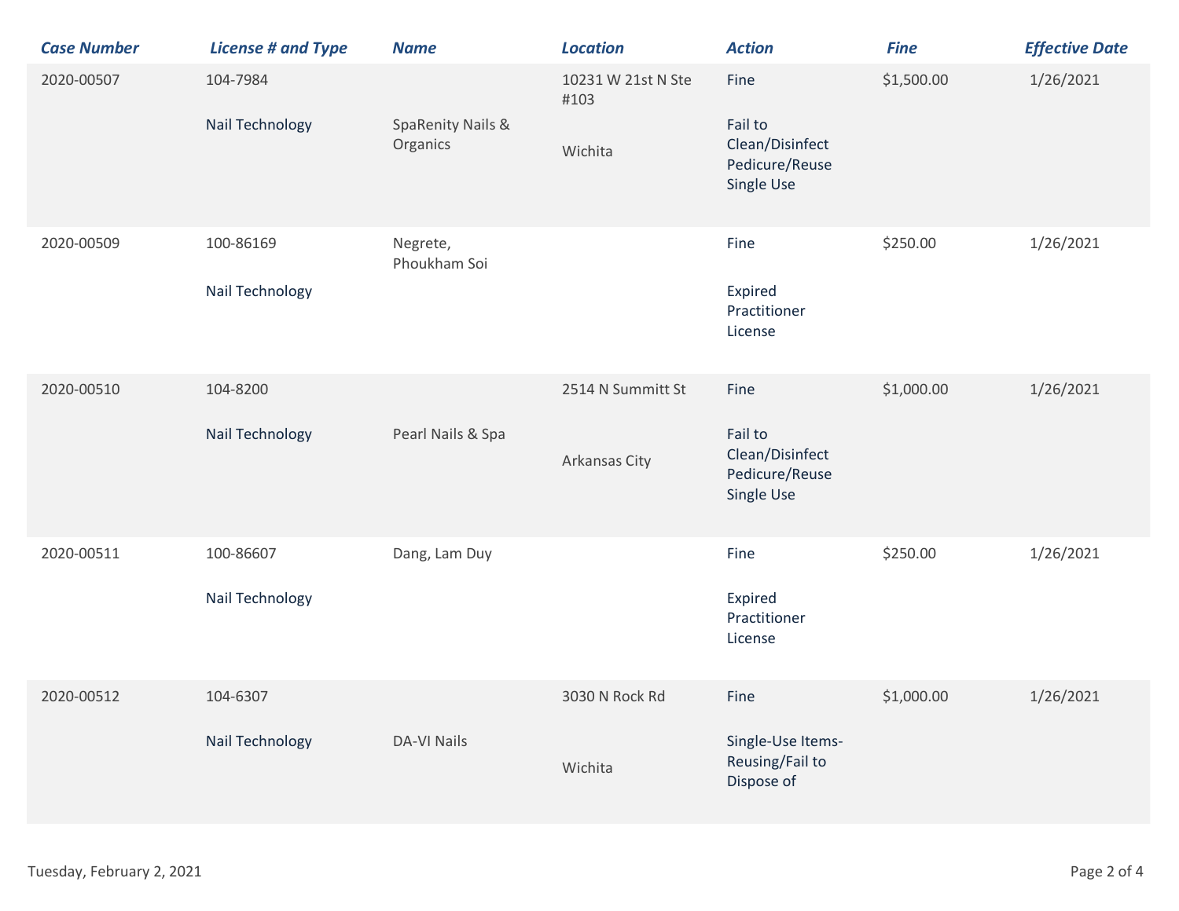| Case Number | License # and Type | Name | Location | Action | Fine | Effective Date |
|---|---|---|---|---|---|---|
| 2020-00507 | 104-7984 Nail Technology | SpaRenity Nails & Organics | 10231 W 21st N Ste #103 Wichita | Fine Fail to Clean/Disinfect Pedicure/Reuse Single Use | $1,500.00 | 1/26/2021 |
| 2020-00509 | 100-86169 Nail Technology | Negrete, Phoukham Soi | | Fine Expired Practitioner License | $250.00 | 1/26/2021 |
| 2020-00510 | 104-8200 Nail Technology | Pearl Nails & Spa | 2514 N Summitt St Arkansas City | Fine Fail to Clean/Disinfect Pedicure/Reuse Single Use | $1,000.00 | 1/26/2021 |
| 2020-00511 | 100-86607 Nail Technology | Dang, Lam Duy | | Fine Expired Practitioner License | $250.00 | 1/26/2021 |
| 2020-00512 | 104-6307 Nail Technology | DA-VI Nails | 3030 N Rock Rd Wichita | Fine Single-Use Items-Reusing/Fail to Dispose of | $1,000.00 | 1/26/2021 |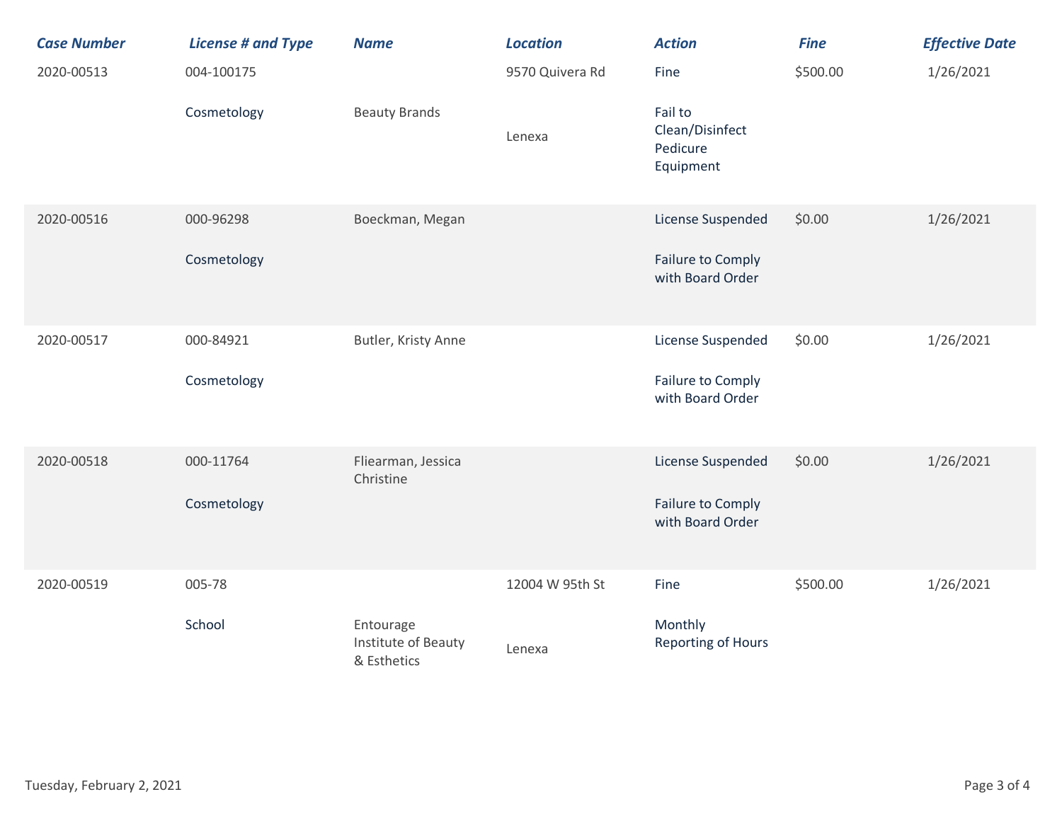| Case Number | License # and Type | Name | Location | Action | Fine | Effective Date |
|---|---|---|---|---|---|---|
| 2020-00513 | 004-100175 Cosmetology | Beauty Brands | 9570 Quivera Rd Lenexa | Fine Fail to Clean/Disinfect Pedicure Equipment | $500.00 | 1/26/2021 |
| 2020-00516 | 000-96298 Cosmetology | Boeckman, Megan | | License Suspended Failure to Comply with Board Order | $0.00 | 1/26/2021 |
| 2020-00517 | 000-84921 Cosmetology | Butler, Kristy Anne | | License Suspended Failure to Comply with Board Order | $0.00 | 1/26/2021 |
| 2020-00518 | 000-11764 Cosmetology | Fliearman, Jessica Christine | | License Suspended Failure to Comply with Board Order | $0.00 | 1/26/2021 |
| 2020-00519 | 005-78 School | Entourage Institute of Beauty & Esthetics | 12004 W 95th St Lenexa | Fine Monthly Reporting of Hours | $500.00 | 1/26/2021 |

Tuesday, February 2, 2021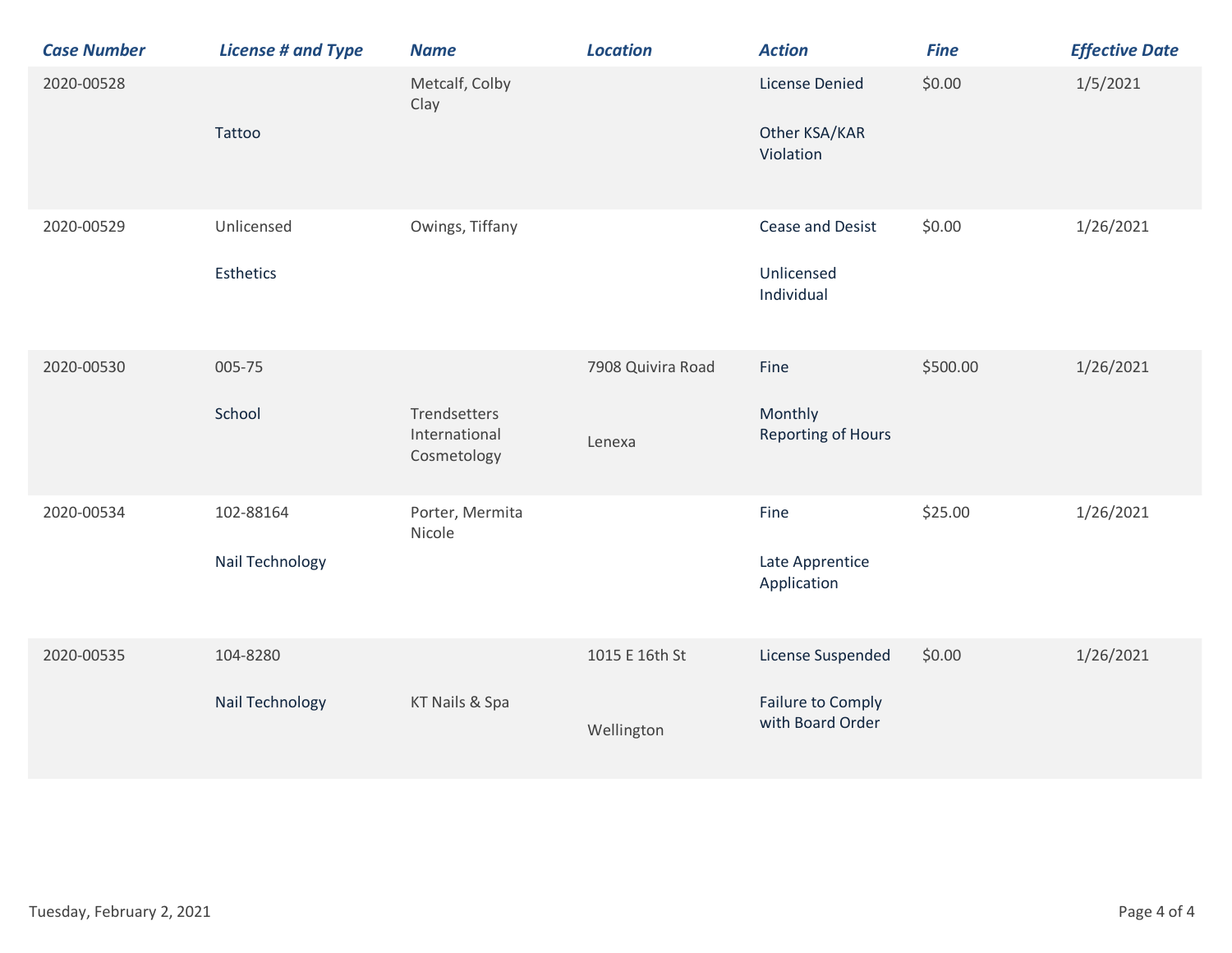| Case Number | License # and Type | Name | Location | Action | Fine | Effective Date |
|---|---|---|---|---|---|---|
| 2020-00528 | Tattoo | Metcalf, Colby Clay | | License Denied<br>Other KSA/KAR Violation | $0.00 | 1/5/2021 |
| 2020-00529 | Unlicensed<br>Esthetics | Owings, Tiffany | | Cease and Desist<br>Unlicensed Individual | $0.00 | 1/26/2021 |
| 2020-00530 | 005-75<br>School | Trendsetters International Cosmetology | 7908 Quivira Road<br>Lenexa | Fine<br>Monthly Reporting of Hours | $500.00 | 1/26/2021 |
| 2020-00534 | 102-88164<br>Nail Technology | Porter, Mermita Nicole | | Fine<br>Late Apprentice Application | $25.00 | 1/26/2021 |
| 2020-00535 | 104-8280<br>Nail Technology | KT Nails & Spa | 1015 E 16th St<br>Wellington | License Suspended<br>Failure to Comply with Board Order | $0.00 | 1/26/2021 |

Tuesday, February 2, 2021